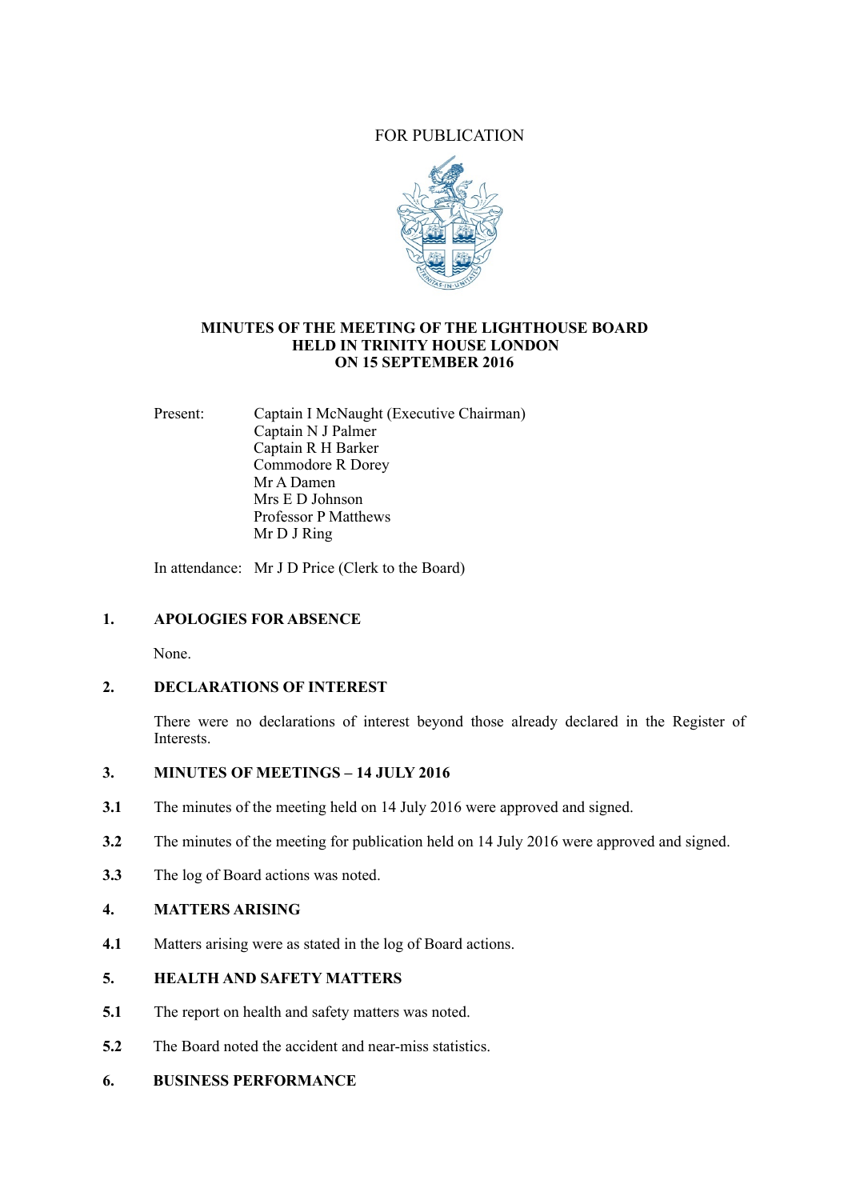FOR PUBLICATION

**MINUTES OF THE MEETING OF THE LIGHTHOUSE BOARD HELD IN TRINITY HOUSE LONDON ON 15 SEPTEMBER 2016**

Present: Captain I McNaught (Executive Chairman)
Captain N J Palmer
Captain R H Barker
Commodore R Dorey
Mr A Damen
Mrs E D Johnson
Professor P Matthews
Mr D J Ring

In attendance: Mr J D Price (Clerk to the Board)

## 1. APOLOGIES FOR ABSENCE

None.

## 2. DECLARATIONS OF INTEREST

There were no declarations of interest beyond those already declared in the Register of Interests.

## 3. MINUTES OF MEETINGS – 14 JULY 2016

**3.1** The minutes of the meeting held on 14 July 2016 were approved and signed.

**3.2** The minutes of the meeting for publication held on 14 July 2016 were approved and signed.

**3.3** The log of Board actions was noted.

## 4. MATTERS ARISING

**4.1** Matters arising were as stated in the log of Board actions.

## 5. HEALTH AND SAFETY MATTERS

**5.1** The report on health and safety matters was noted.

**5.2** The Board noted the accident and near-miss statistics.

## 6. BUSINESS PERFORMANCE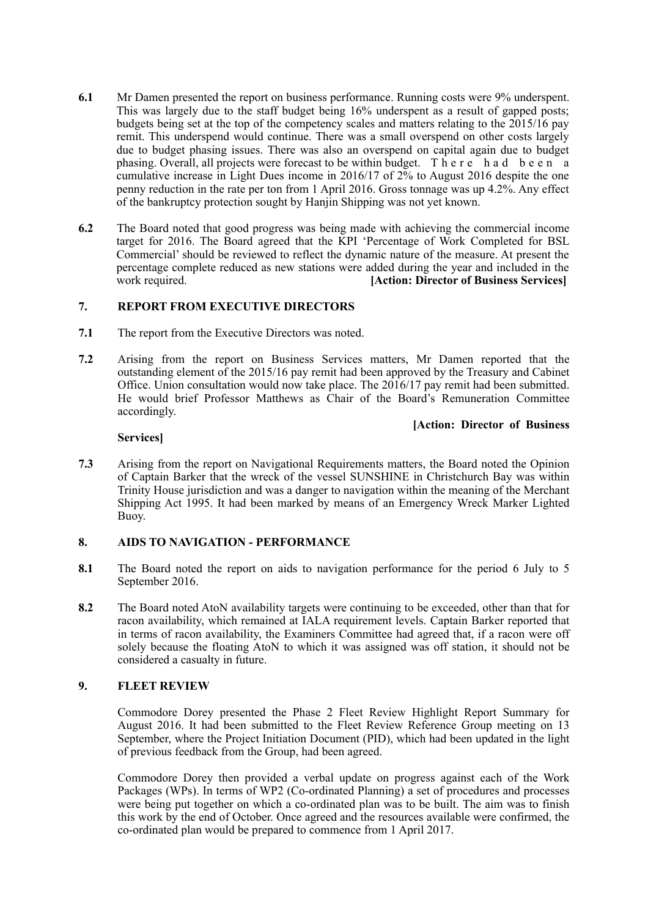**6.1** Mr Damen presented the report on business performance. Running costs were 9% underspent. This was largely due to the staff budget being 16% underspent as a result of gapped posts; budgets being set at the top of the competency scales and matters relating to the 2015/16 pay remit. This underspend would continue. There was a small overspend on other costs largely due to budget phasing issues. There was also an overspend on capital again due to budget phasing. Overall, all projects were forecast to be within budget. There had been a cumulative increase in Light Dues income in 2016/17 of 2% to August 2016 despite the one penny reduction in the rate per ton from 1 April 2016. Gross tonnage was up 4.2%. Any effect of the bankruptcy protection sought by Hanjin Shipping was not yet known.

**6.2** The Board noted that good progress was being made with achieving the commercial income target for 2016. The Board agreed that the KPI 'Percentage of Work Completed for BSL Commercial' should be reviewed to reflect the dynamic nature of the measure. At present the percentage complete reduced as new stations were added during the year and included in the work required. **[Action: Director of Business Services]**

## 7. REPORT FROM EXECUTIVE DIRECTORS

**7.1** The report from the Executive Directors was noted.

**7.2** Arising from the report on Business Services matters, Mr Damen reported that the outstanding element of the 2015/16 pay remit had been approved by the Treasury and Cabinet Office. Union consultation would now take place. The 2016/17 pay remit had been submitted. He would brief Professor Matthews as Chair of the Board's Remuneration Committee accordingly.

**[Action: Director of Business Services]**

**7.3** Arising from the report on Navigational Requirements matters, the Board noted the Opinion of Captain Barker that the wreck of the vessel SUNSHINE in Christchurch Bay was within Trinity House jurisdiction and was a danger to navigation within the meaning of the Merchant Shipping Act 1995. It had been marked by means of an Emergency Wreck Marker Lighted Buoy.

## 8. AIDS TO NAVIGATION - PERFORMANCE

**8.1** The Board noted the report on aids to navigation performance for the period 6 July to 5 September 2016.

**8.2** The Board noted AtoN availability targets were continuing to be exceeded, other than that for racon availability, which remained at IALA requirement levels. Captain Barker reported that in terms of racon availability, the Examiners Committee had agreed that, if a racon were off solely because the floating AtoN to which it was assigned was off station, it should not be considered a casualty in future.

## 9. FLEET REVIEW

Commodore Dorey presented the Phase 2 Fleet Review Highlight Report Summary for August 2016. It had been submitted to the Fleet Review Reference Group meeting on 13 September, where the Project Initiation Document (PID), which had been updated in the light of previous feedback from the Group, had been agreed.

Commodore Dorey then provided a verbal update on progress against each of the Work Packages (WPs). In terms of WP2 (Co-ordinated Planning) a set of procedures and processes were being put together on which a co-ordinated plan was to be built. The aim was to finish this work by the end of October. Once agreed and the resources available were confirmed, the co-ordinated plan would be prepared to commence from 1 April 2017.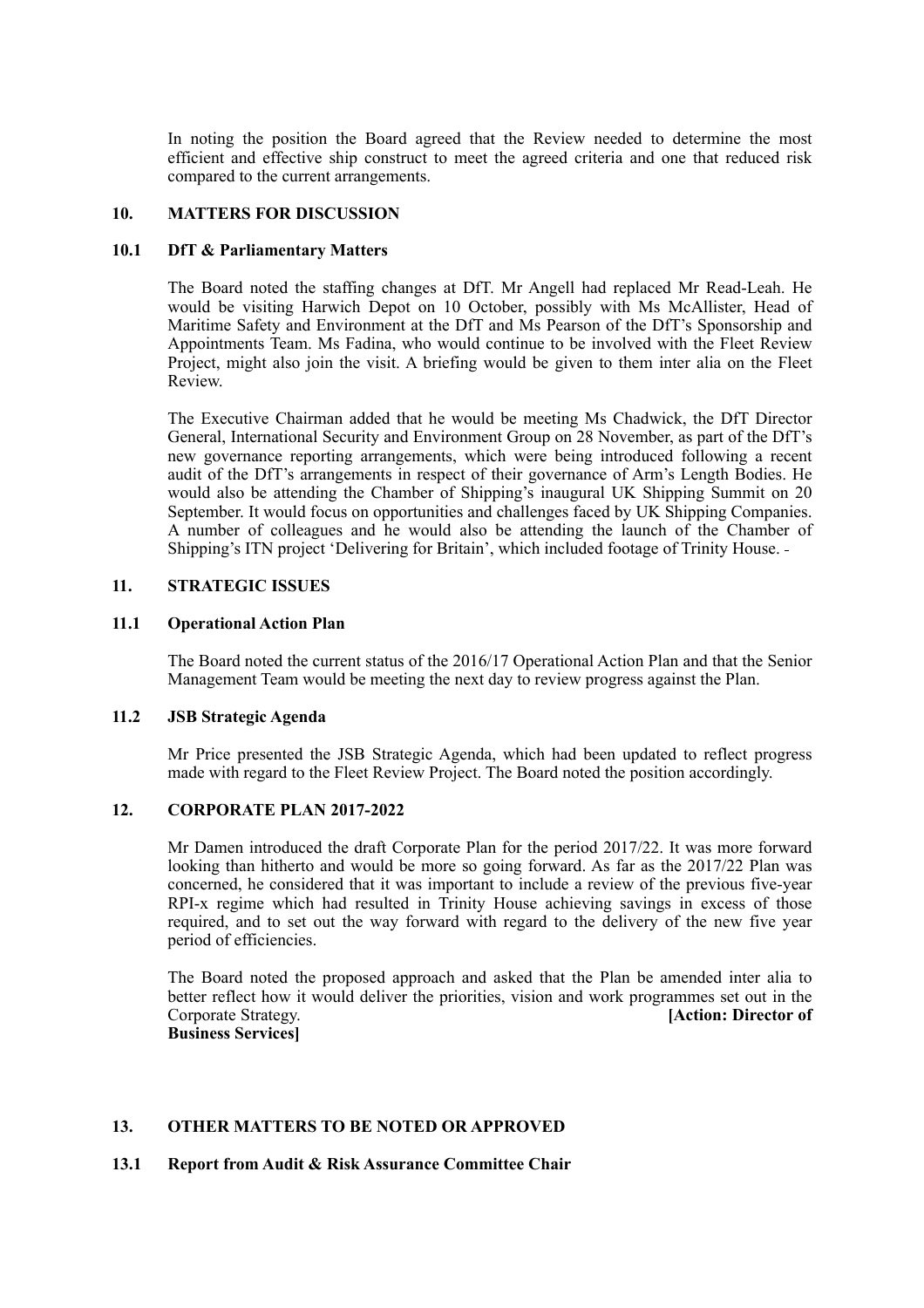In noting the position the Board agreed that the Review needed to determine the most efficient and effective ship construct to meet the agreed criteria and one that reduced risk compared to the current arrangements.

## 10. MATTERS FOR DISCUSSION

### 10.1 DfT & Parliamentary Matters

The Board noted the staffing changes at DfT. Mr Angell had replaced Mr Read-Leah. He would be visiting Harwich Depot on 10 October, possibly with Ms McAllister, Head of Maritime Safety and Environment at the DfT and Ms Pearson of the DfT's Sponsorship and Appointments Team. Ms Fadina, who would continue to be involved with the Fleet Review Project, might also join the visit. A briefing would be given to them inter alia on the Fleet Review.

The Executive Chairman added that he would be meeting Ms Chadwick, the DfT Director General, International Security and Environment Group on 28 November, as part of the DfT's new governance reporting arrangements, which were being introduced following a recent audit of the DfT's arrangements in respect of their governance of Arm's Length Bodies. He would also be attending the Chamber of Shipping's inaugural UK Shipping Summit on 20 September. It would focus on opportunities and challenges faced by UK Shipping Companies. A number of colleagues and he would also be attending the launch of the Chamber of Shipping's ITN project 'Delivering for Britain', which included footage of Trinity House.

## 11. STRATEGIC ISSUES

### 11.1 Operational Action Plan

The Board noted the current status of the 2016/17 Operational Action Plan and that the Senior Management Team would be meeting the next day to review progress against the Plan.

### 11.2 JSB Strategic Agenda

Mr Price presented the JSB Strategic Agenda, which had been updated to reflect progress made with regard to the Fleet Review Project. The Board noted the position accordingly.

## 12. CORPORATE PLAN 2017-2022

Mr Damen introduced the draft Corporate Plan for the period 2017/22. It was more forward looking than hitherto and would be more so going forward. As far as the 2017/22 Plan was concerned, he considered that it was important to include a review of the previous five-year RPI-x regime which had resulted in Trinity House achieving savings in excess of those required, and to set out the way forward with regard to the delivery of the new five year period of efficiencies.

The Board noted the proposed approach and asked that the Plan be amended inter alia to better reflect how it would deliver the priorities, vision and work programmes set out in the Corporate Strategy. **[Action: Director of Business Services]**

## 13. OTHER MATTERS TO BE NOTED OR APPROVED

### 13.1 Report from Audit & Risk Assurance Committee Chair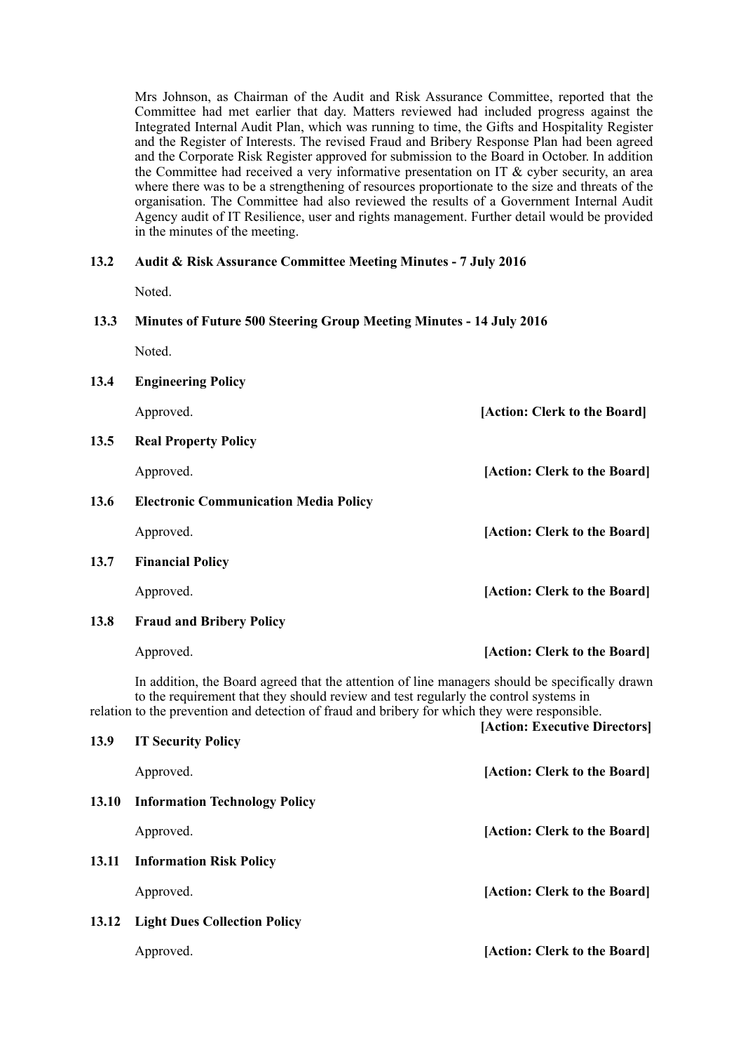Mrs Johnson, as Chairman of the Audit and Risk Assurance Committee, reported that the Committee had met earlier that day. Matters reviewed had included progress against the Integrated Internal Audit Plan, which was running to time, the Gifts and Hospitality Register and the Register of Interests. The revised Fraud and Bribery Response Plan had been agreed and the Corporate Risk Register approved for submission to the Board in October. In addition the Committee had received a very informative presentation on IT & cyber security, an area where there was to be a strengthening of resources proportionate to the size and threats of the organisation. The Committee had also reviewed the results of a Government Internal Audit Agency audit of IT Resilience, user and rights management. Further detail would be provided in the minutes of the meeting.

**13.2 Audit & Risk Assurance Committee Meeting Minutes - 7 July 2016**

Noted.

**13.3 Minutes of Future 500 Steering Group Meeting Minutes - 14 July 2016**

Noted.

**13.4 Engineering Policy**

Approved. **[Action: Clerk to the Board]**

**13.5 Real Property Policy**

Approved. **[Action: Clerk to the Board]**

**13.6 Electronic Communication Media Policy**

Approved. **[Action: Clerk to the Board]**

**13.7 Financial Policy**

Approved. **[Action: Clerk to the Board]**

**13.8 Fraud and Bribery Policy**

Approved. **[Action: Clerk to the Board]**

In addition, the Board agreed that the attention of line managers should be specifically drawn to the requirement that they should review and test regularly the control systems in relation to the prevention and detection of fraud and bribery for which they were responsible.

**[Action: Executive Directors]**

**13.9 IT Security Policy**

Approved. **[Action: Clerk to the Board]**

**13.10 Information Technology Policy**

Approved. **[Action: Clerk to the Board]**

**13.11 Information Risk Policy**

Approved. **[Action: Clerk to the Board]**

**13.12 Light Dues Collection Policy**

Approved. **[Action: Clerk to the Board]**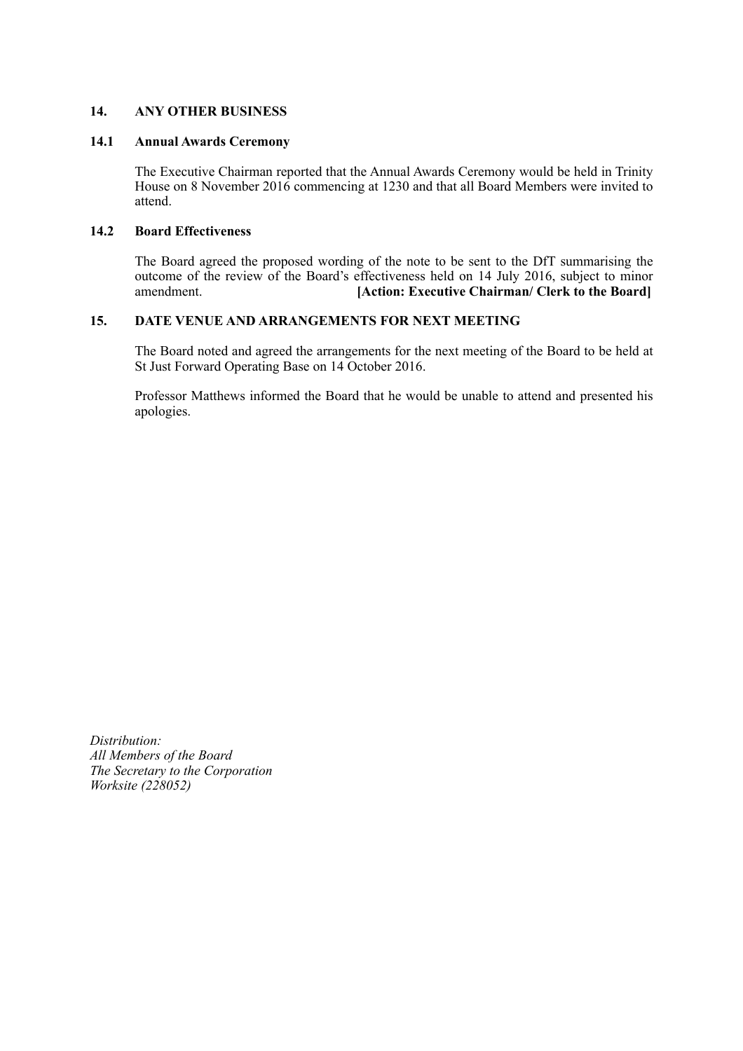## 14. ANY OTHER BUSINESS

### 14.1 Annual Awards Ceremony

The Executive Chairman reported that the Annual Awards Ceremony would be held in Trinity House on 8 November 2016 commencing at 1230 and that all Board Members were invited to attend.

### 14.2 Board Effectiveness

The Board agreed the proposed wording of the note to be sent to the DfT summarising the outcome of the review of the Board's effectiveness held on 14 July 2016, subject to minor amendment. **[Action: Executive Chairman/ Clerk to the Board]**

## 15. DATE VENUE AND ARRANGEMENTS FOR NEXT MEETING

The Board noted and agreed the arrangements for the next meeting of the Board to be held at St Just Forward Operating Base on 14 October 2016.

Professor Matthews informed the Board that he would be unable to attend and presented his apologies.

*Distribution:*
*All Members of the Board*
*The Secretary to the Corporation*
*Worksite (228052)*